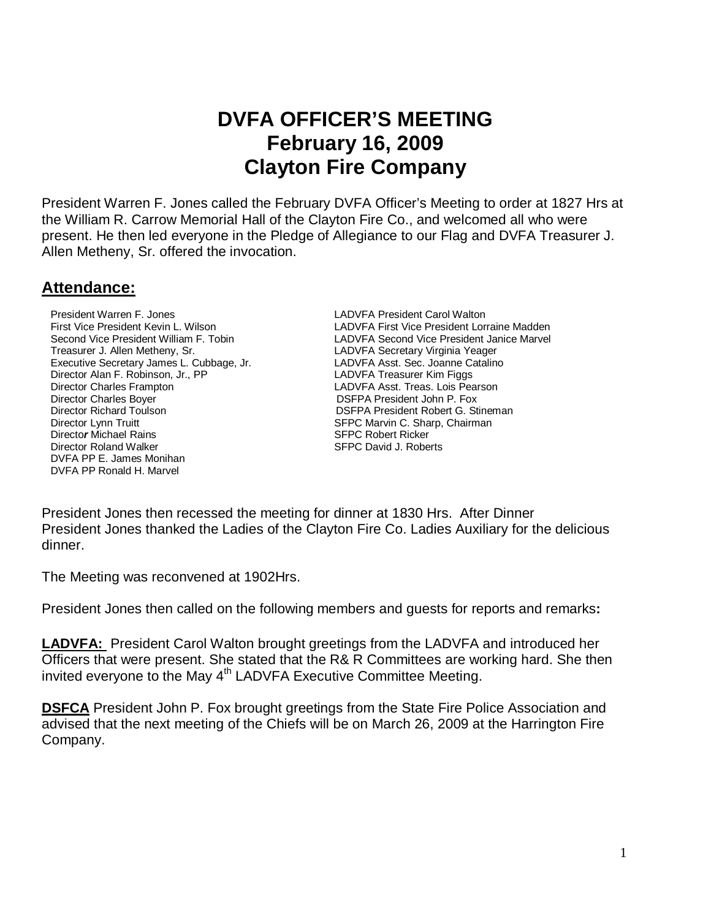# DVFA OFFICER'S MEETING
# February 16, 2009
# Clayton Fire Company

President Warren F. Jones called the February DVFA Officer's Meeting to order at 1827 Hrs at the William R. Carrow Memorial Hall of the Clayton Fire Co., and welcomed all who were present. He then led everyone in the Pledge of Allegiance to our Flag and DVFA Treasurer J. Allen Metheny, Sr. offered the invocation.

## Attendance:

President Warren F. Jones
First Vice President Kevin L. Wilson
Second Vice President William F. Tobin
Treasurer J. Allen Metheny, Sr.
Executive Secretary James L. Cubbage, Jr.
Director Alan F. Robinson, Jr., PP
Director Charles Frampton
Director Charles Boyer
Director Richard Toulson
Director Lynn Truitt
Director Michael Rains
Director Roland Walker
DVFA PP E. James Monihan
DVFA PP Ronald H. Marvel

LADVFA President Carol Walton
LADVFA First Vice President Lorraine Madden
LADVFA Second Vice President Janice Marvel
LADVFA Secretary Virginia Yeager
LADVFA Asst. Sec. Joanne Catalino
LADVFA Treasurer Kim Figgs
LADVFA Asst. Treas. Lois Pearson
DSFPA President John P. Fox
DSFPA President Robert G. Stineman
SFPC Marvin C. Sharp, Chairman
SFPC Robert Ricker
SFPC David J. Roberts

President Jones then recessed the meeting for dinner at 1830 Hrs. After Dinner President Jones thanked the Ladies of the Clayton Fire Co. Ladies Auxiliary for the delicious dinner.

The Meeting was reconvened at 1902Hrs.

President Jones then called on the following members and guests for reports and remarks**:**

**LADVFA:** President Carol Walton brought greetings from the LADVFA and introduced her Officers that were present. She stated that the R& R Committees are working hard. She then invited everyone to the May 4th LADVFA Executive Committee Meeting.

**DSFCA** President John P. Fox brought greetings from the State Fire Police Association and advised that the next meeting of the Chiefs will be on March 26, 2009 at the Harrington Fire Company.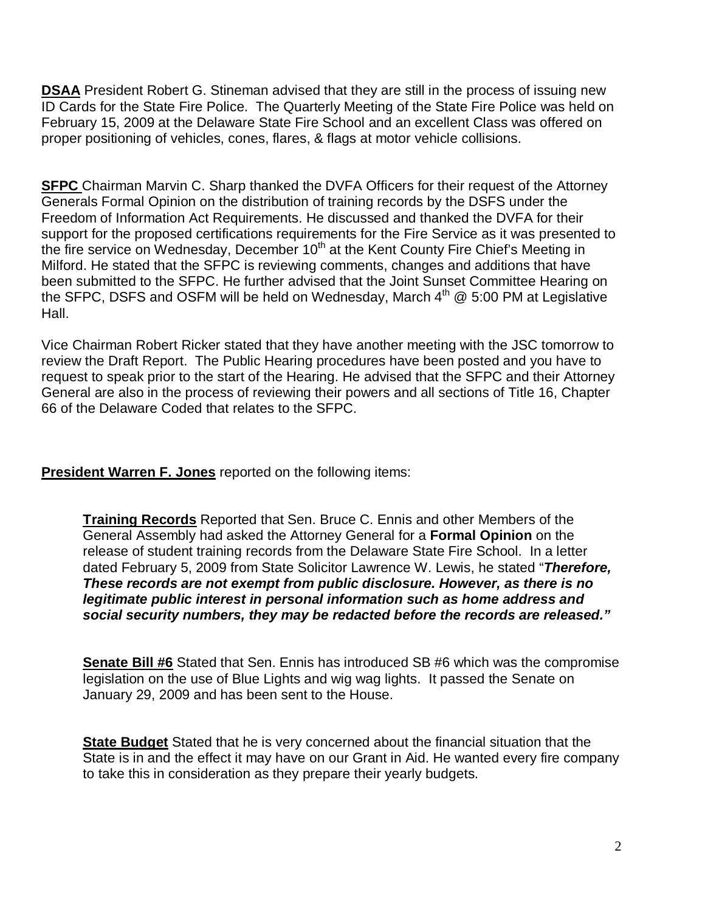**DSAA** President Robert G. Stineman advised that they are still in the process of issuing new ID Cards for the State Fire Police. The Quarterly Meeting of the State Fire Police was held on February 15, 2009 at the Delaware State Fire School and an excellent Class was offered on proper positioning of vehicles, cones, flares, & flags at motor vehicle collisions.

**SFPC** Chairman Marvin C. Sharp thanked the DVFA Officers for their request of the Attorney Generals Formal Opinion on the distribution of training records by the DSFS under the Freedom of Information Act Requirements. He discussed and thanked the DVFA for their support for the proposed certifications requirements for the Fire Service as it was presented to the fire service on Wednesday, December 10th at the Kent County Fire Chief's Meeting in Milford. He stated that the SFPC is reviewing comments, changes and additions that have been submitted to the SFPC. He further advised that the Joint Sunset Committee Hearing on the SFPC, DSFS and OSFM will be held on Wednesday, March 4th @ 5:00 PM at Legislative Hall.

Vice Chairman Robert Ricker stated that they have another meeting with the JSC tomorrow to review the Draft Report. The Public Hearing procedures have been posted and you have to request to speak prior to the start of the Hearing. He advised that the SFPC and their Attorney General are also in the process of reviewing their powers and all sections of Title 16, Chapter 66 of the Delaware Coded that relates to the SFPC.

**President Warren F. Jones** reported on the following items:

**Training Records** Reported that Sen. Bruce C. Ennis and other Members of the General Assembly had asked the Attorney General for a **Formal Opinion** on the release of student training records from the Delaware State Fire School. In a letter dated February 5, 2009 from State Solicitor Lawrence W. Lewis, he stated "***Therefore, These records are not exempt from public disclosure. However, as there is no legitimate public interest in personal information such as home address and social security numbers, they may be redacted before the records are released."***

**Senate Bill #6** Stated that Sen. Ennis has introduced SB #6 which was the compromise legislation on the use of Blue Lights and wig wag lights. It passed the Senate on January 29, 2009 and has been sent to the House.

**State Budget** Stated that he is very concerned about the financial situation that the State is in and the effect it may have on our Grant in Aid. He wanted every fire company to take this in consideration as they prepare their yearly budgets.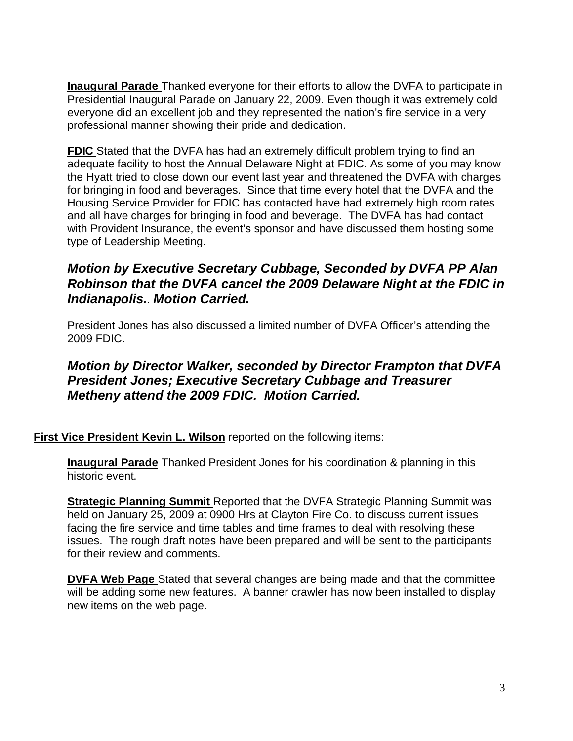**Inaugural Parade** Thanked everyone for their efforts to allow the DVFA to participate in Presidential Inaugural Parade on January 22, 2009. Even though it was extremely cold everyone did an excellent job and they represented the nation's fire service in a very professional manner showing their pride and dedication.

**FDIC** Stated that the DVFA has had an extremely difficult problem trying to find an adequate facility to host the Annual Delaware Night at FDIC. As some of you may know the Hyatt tried to close down our event last year and threatened the DVFA with charges for bringing in food and beverages. Since that time every hotel that the DVFA and the Housing Service Provider for FDIC has contacted have had extremely high room rates and all have charges for bringing in food and beverage. The DVFA has had contact with Provident Insurance, the event's sponsor and have discussed them hosting some type of Leadership Meeting.

***Motion by Executive Secretary Cubbage, Seconded by DVFA PP Alan Robinson that the DVFA cancel the 2009 Delaware Night at the FDIC in Indianapolis.*. *Motion Carried.***

President Jones has also discussed a limited number of DVFA Officer's attending the 2009 FDIC.

***Motion by Director Walker, seconded by Director Frampton that DVFA President Jones; Executive Secretary Cubbage and Treasurer Metheny attend the 2009 FDIC. Motion Carried.***

**First Vice President Kevin L. Wilson** reported on the following items:

**Inaugural Parade** Thanked President Jones for his coordination & planning in this historic event.

**Strategic Planning Summit** Reported that the DVFA Strategic Planning Summit was held on January 25, 2009 at 0900 Hrs at Clayton Fire Co. to discuss current issues facing the fire service and time tables and time frames to deal with resolving these issues. The rough draft notes have been prepared and will be sent to the participants for their review and comments.

**DVFA Web Page** Stated that several changes are being made and that the committee will be adding some new features. A banner crawler has now been installed to display new items on the web page.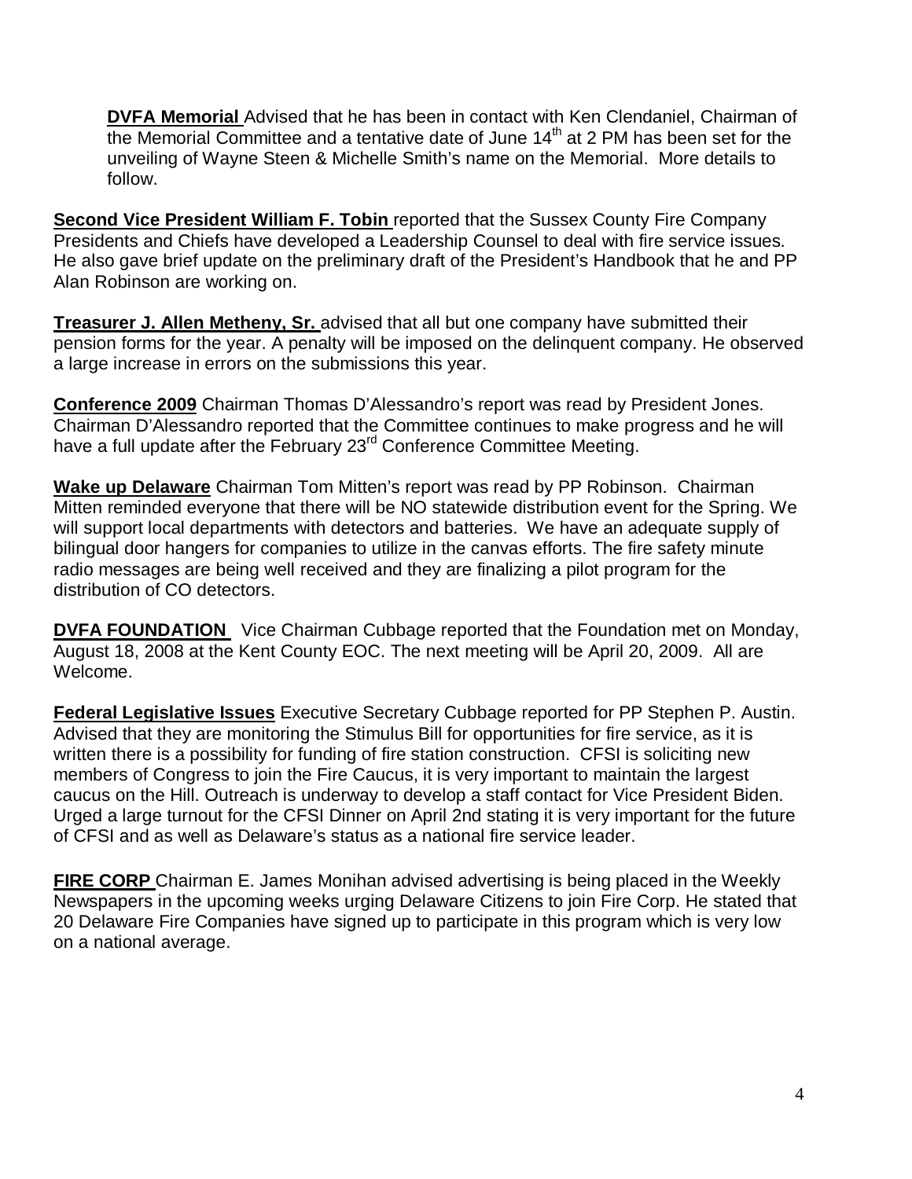**DVFA Memorial** Advised that he has been in contact with Ken Clendaniel, Chairman of the Memorial Committee and a tentative date of June 14th at 2 PM has been set for the unveiling of Wayne Steen & Michelle Smith's name on the Memorial. More details to follow.

**Second Vice President William F. Tobin** reported that the Sussex County Fire Company Presidents and Chiefs have developed a Leadership Counsel to deal with fire service issues. He also gave brief update on the preliminary draft of the President's Handbook that he and PP Alan Robinson are working on.

**Treasurer J. Allen Metheny, Sr.** advised that all but one company have submitted their pension forms for the year. A penalty will be imposed on the delinquent company. He observed a large increase in errors on the submissions this year.

**Conference 2009** Chairman Thomas D'Alessandro's report was read by President Jones. Chairman D'Alessandro reported that the Committee continues to make progress and he will have a full update after the February 23rd Conference Committee Meeting.

**Wake up Delaware** Chairman Tom Mitten's report was read by PP Robinson. Chairman Mitten reminded everyone that there will be NO statewide distribution event for the Spring. We will support local departments with detectors and batteries. We have an adequate supply of bilingual door hangers for companies to utilize in the canvas efforts. The fire safety minute radio messages are being well received and they are finalizing a pilot program for the distribution of CO detectors.

**DVFA FOUNDATION** Vice Chairman Cubbage reported that the Foundation met on Monday, August 18, 2008 at the Kent County EOC. The next meeting will be April 20, 2009. All are Welcome.

**Federal Legislative Issues** Executive Secretary Cubbage reported for PP Stephen P. Austin. Advised that they are monitoring the Stimulus Bill for opportunities for fire service, as it is written there is a possibility for funding of fire station construction. CFSI is soliciting new members of Congress to join the Fire Caucus, it is very important to maintain the largest caucus on the Hill. Outreach is underway to develop a staff contact for Vice President Biden. Urged a large turnout for the CFSI Dinner on April 2nd stating it is very important for the future of CFSI and as well as Delaware's status as a national fire service leader.

**FIRE CORP** Chairman E. James Monihan advised advertising is being placed in the Weekly Newspapers in the upcoming weeks urging Delaware Citizens to join Fire Corp. He stated that 20 Delaware Fire Companies have signed up to participate in this program which is very low on a national average.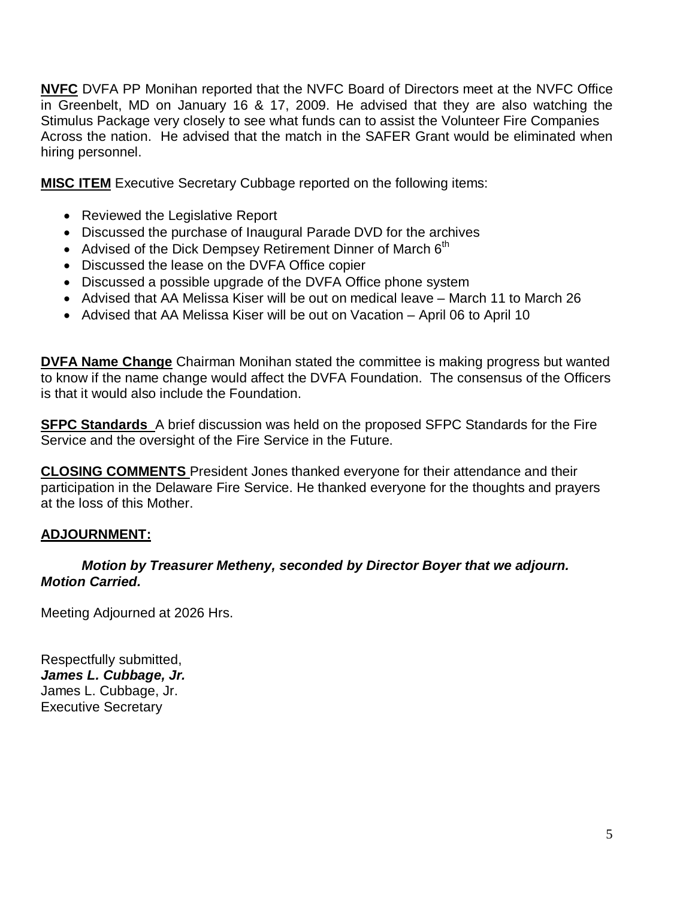**NVFC** DVFA PP Monihan reported that the NVFC Board of Directors meet at the NVFC Office in Greenbelt, MD on January 16 & 17, 2009. He advised that they are also watching the Stimulus Package very closely to see what funds can to assist the Volunteer Fire Companies Across the nation. He advised that the match in the SAFER Grant would be eliminated when hiring personnel.

**MISC ITEM** Executive Secretary Cubbage reported on the following items:

- Reviewed the Legislative Report
- Discussed the purchase of Inaugural Parade DVD for the archives
- Advised of the Dick Dempsey Retirement Dinner of March 6th
- Discussed the lease on the DVFA Office copier
- Discussed a possible upgrade of the DVFA Office phone system
- Advised that AA Melissa Kiser will be out on medical leave – March 11 to March 26
- Advised that AA Melissa Kiser will be out on Vacation – April 06 to April 10

**DVFA Name Change** Chairman Monihan stated the committee is making progress but wanted to know if the name change would affect the DVFA Foundation. The consensus of the Officers is that it would also include the Foundation.

**SFPC Standards** A brief discussion was held on the proposed SFPC Standards for the Fire Service and the oversight of the Fire Service in the Future.

**CLOSING COMMENTS** President Jones thanked everyone for their attendance and their participation in the Delaware Fire Service. He thanked everyone for the thoughts and prayers at the loss of this Mother.

**ADJOURNMENT:**

***Motion by Treasurer Metheny, seconded by Director Boyer that we adjourn. Motion Carried.***

Meeting Adjourned at 2026 Hrs.

Respectfully submitted,
***James L. Cubbage, Jr.***
James L. Cubbage, Jr.
Executive Secretary